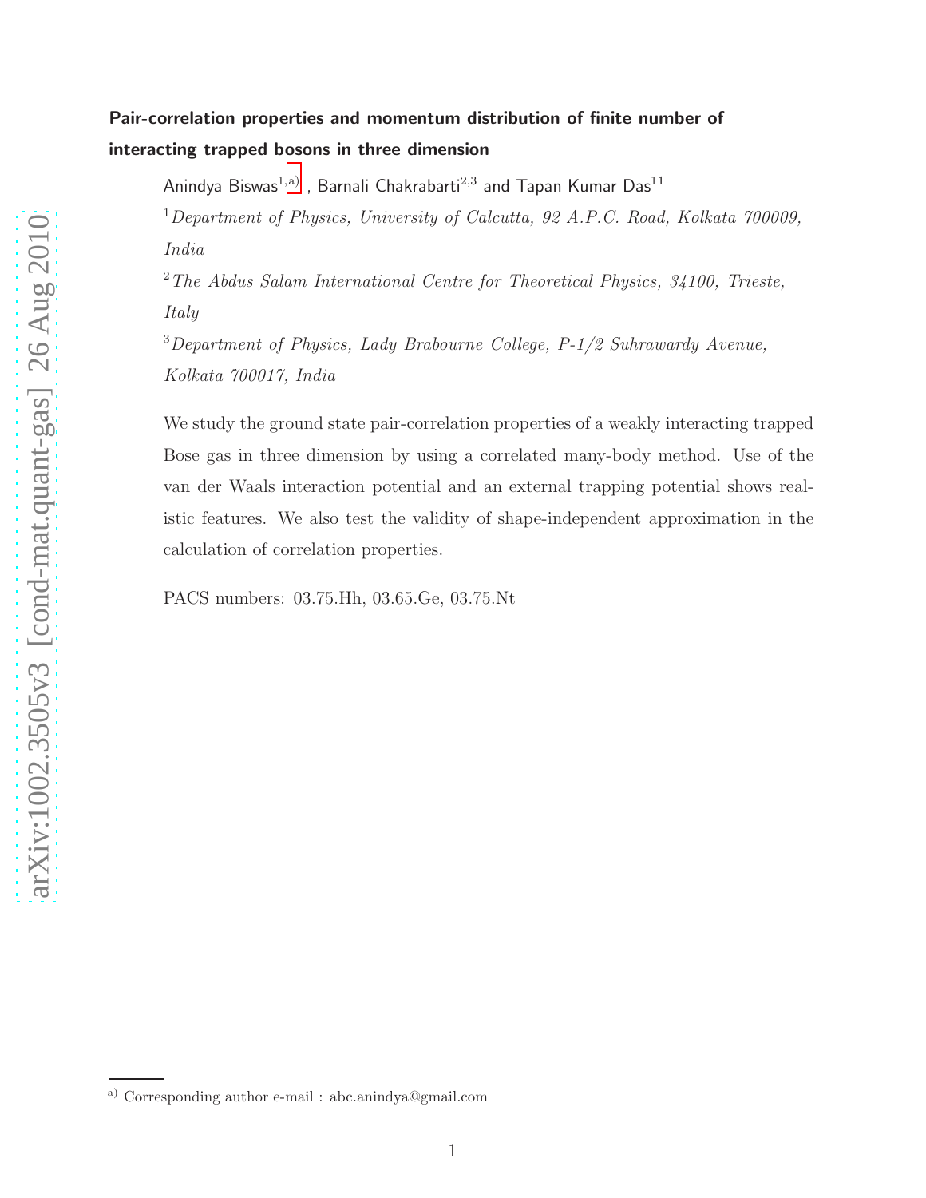# Pair-correlation properties and momentum distribution of finite number of interacting trapped bosons in three dimension

Anindya Biswas[1,a)], Barnali Chakrabarti[2,3] and Tapan Kumar Das[11]

[1]*Department of Physics, University of Calcutta, 92 A.P.C. Road, Kolkata 700009, India*

[2]*The Abdus Salam International Centre for Theoretical Physics, 34100, Trieste, Italy*

[3]*Department of Physics, Lady Brabourne College, P-1/2 Suhrawardy Avenue, Kolkata 700017, India*

We study the ground state pair-correlation properties of a weakly interacting trapped Bose gas in three dimension by using a correlated many-body method. Use of the van der Waals interaction potential and an external trapping potential shows realistic features. We also test the validity of shape-independent approximation in the calculation of correlation properties.

PACS numbers: 03.75.Hh, 03.65.Ge, 03.75.Nt

---

a) Corresponding author e-mail : abc.anindya@gmail.com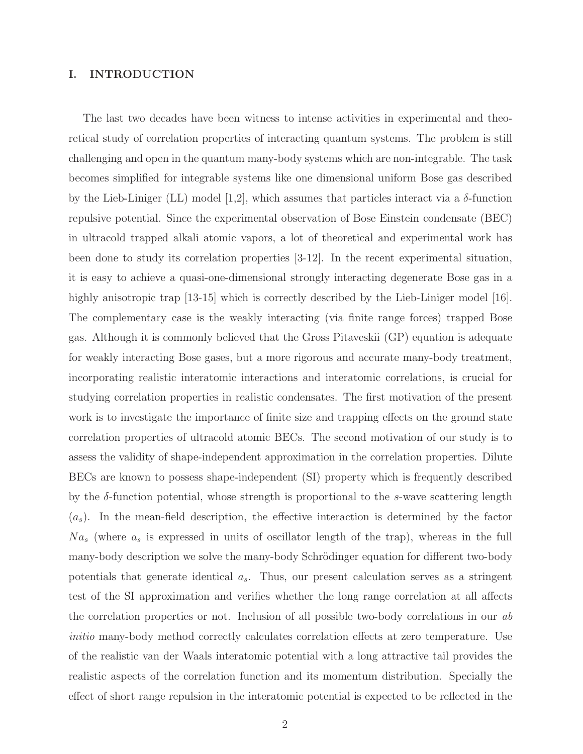## I. INTRODUCTION

The last two decades have been witness to intense activities in experimental and theoretical study of correlation properties of interacting quantum systems. The problem is still challenging and open in the quantum many-body systems which are non-integrable. The task becomes simplified for integrable systems like one dimensional uniform Bose gas described by the Lieb-Liniger (LL) model [1,2], which assumes that particles interact via a $\delta$-function repulsive potential. Since the experimental observation of Bose Einstein condensate (BEC) in ultracold trapped alkali atomic vapors, a lot of theoretical and experimental work has been done to study its correlation properties [3-12]. In the recent experimental situation, it is easy to achieve a quasi-one-dimensional strongly interacting degenerate Bose gas in a highly anisotropic trap [13-15] which is correctly described by the Lieb-Liniger model [16]. The complementary case is the weakly interacting (via finite range forces) trapped Bose gas. Although it is commonly believed that the Gross Pitaveskii (GP) equation is adequate for weakly interacting Bose gases, but a more rigorous and accurate many-body treatment, incorporating realistic interatomic interactions and interatomic correlations, is crucial for studying correlation properties in realistic condensates. The first motivation of the present work is to investigate the importance of finite size and trapping effects on the ground state correlation properties of ultracold atomic BECs. The second motivation of our study is to assess the validity of shape-independent approximation in the correlation properties. Dilute BECs are known to possess shape-independent (SI) property which is frequently described by the $\delta$-function potential, whose strength is proportional to the $s$-wave scattering length ($a_s$). In the mean-field description, the effective interaction is determined by the factor $Na_s$ (where $a_s$ is expressed in units of oscillator length of the trap), whereas in the full many-body description we solve the many-body Schrödinger equation for different two-body potentials that generate identical $a_s$. Thus, our present calculation serves as a stringent test of the SI approximation and verifies whether the long range correlation at all affects the correlation properties or not. Inclusion of all possible two-body correlations in our *ab initio* many-body method correctly calculates correlation effects at zero temperature. Use of the realistic van der Waals interatomic potential with a long attractive tail provides the realistic aspects of the correlation function and its momentum distribution. Specially the effect of short range repulsion in the interatomic potential is expected to be reflected in the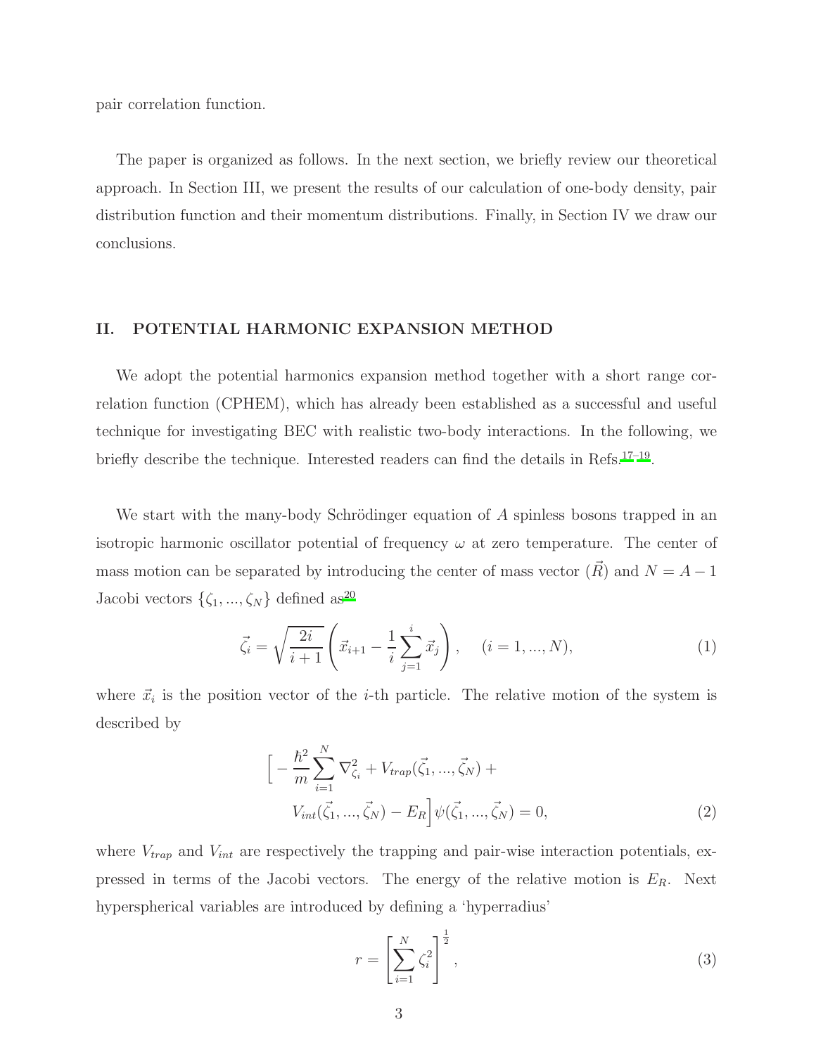pair correlation function.

The paper is organized as follows. In the next section, we briefly review our theoretical approach. In Section III, we present the results of our calculation of one-body density, pair distribution function and their momentum distributions. Finally, in Section IV we draw our conclusions.

## II. POTENTIAL HARMONIC EXPANSION METHOD

We adopt the potential harmonics expansion method together with a short range correlation function (CPHEM), which has already been established as a successful and useful technique for investigating BEC with realistic two-body interactions. In the following, we briefly describe the technique. Interested readers can find the details in Refs.[17–19].

We start with the many-body Schrödinger equation of $A$ spinless bosons trapped in an isotropic harmonic oscillator potential of frequency $\omega$ at zero temperature. The center of mass motion can be separated by introducing the center of mass vector ($\vec{R}$) and $N = A - 1$ Jacobi vectors $\{\zeta_1, ..., \zeta_N\}$ defined as[20]

$$\vec{\zeta}_i = \sqrt{\frac{2i}{i+1}} \left( \vec{x}_{i+1} - \frac{1}{i} \sum_{j=1}^{i} \vec{x}_j \right), \quad (i = 1, ..., N), \tag{1}$$

where $\vec{x}_i$ is the position vector of the $i$-th particle. The relative motion of the system is described by

$$\Big[ -\frac{\hbar^2}{m} \sum_{i=1}^{N} \nabla_{\zeta_i}^2 + V_{trap}(\vec{\zeta}_1, ..., \vec{\zeta}_N) + V_{int}(\vec{\zeta}_1, ..., \vec{\zeta}_N) - E_R \Big] \psi(\vec{\zeta}_1, ..., \vec{\zeta}_N) = 0, \tag{2}$$

where $V_{trap}$ and $V_{int}$ are respectively the trapping and pair-wise interaction potentials, expressed in terms of the Jacobi vectors. The energy of the relative motion is $E_R$. Next hyperspherical variables are introduced by defining a 'hyperradius'

$$r = \left[ \sum_{i=1}^{N} \zeta_i^2 \right]^{\frac{1}{2}}, \tag{3}$$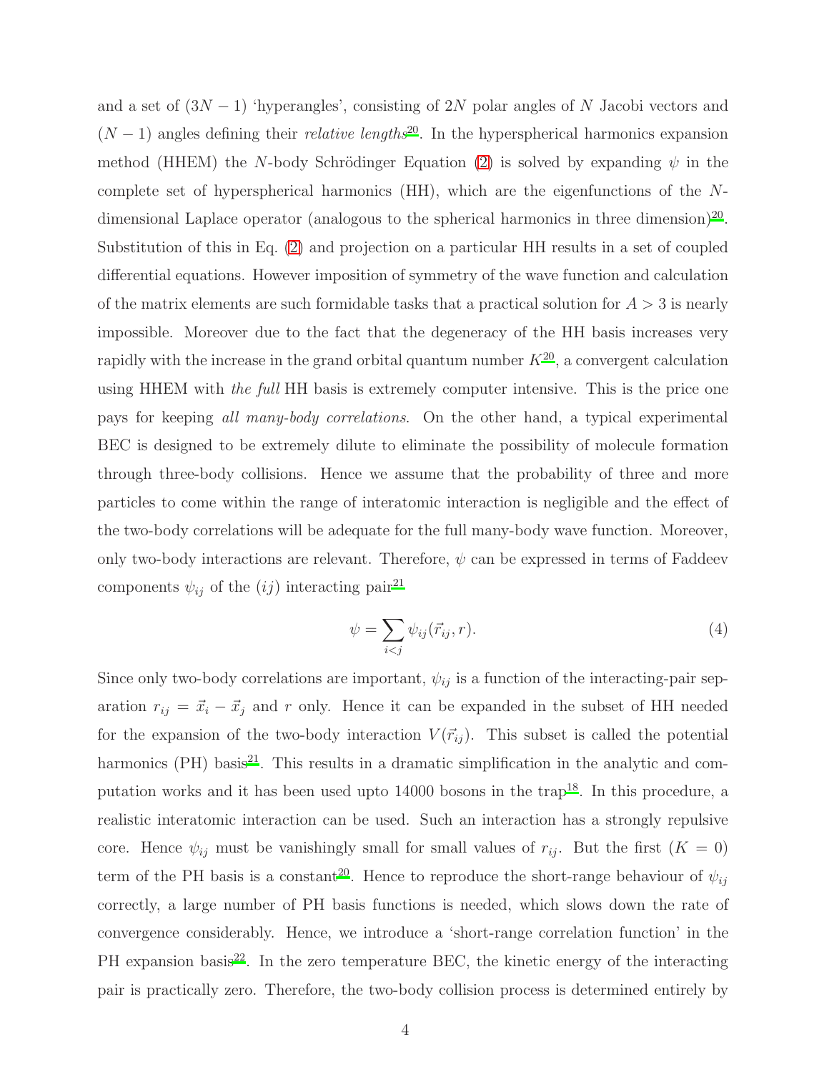and a set of $(3N-1)$ 'hyperangles', consisting of $2N$ polar angles of $N$ Jacobi vectors and $(N-1)$ angles defining their *relative lengths*[20]. In the hyperspherical harmonics expansion method (HHEM) the $N$-body Schrödinger Equation (2) is solved by expanding $\psi$ in the complete set of hyperspherical harmonics (HH), which are the eigenfunctions of the $N$-dimensional Laplace operator (analogous to the spherical harmonics in three dimension)[20]. Substitution of this in Eq. (2) and projection on a particular HH results in a set of coupled differential equations. However imposition of symmetry of the wave function and calculation of the matrix elements are such formidable tasks that a practical solution for $A > 3$ is nearly impossible. Moreover due to the fact that the degeneracy of the HH basis increases very rapidly with the increase in the grand orbital quantum number $K$[20], a convergent calculation using HHEM with *the full* HH basis is extremely computer intensive. This is the price one pays for keeping *all many-body correlations*. On the other hand, a typical experimental BEC is designed to be extremely dilute to eliminate the possibility of molecule formation through three-body collisions. Hence we assume that the probability of three and more particles to come within the range of interatomic interaction is negligible and the effect of the two-body correlations will be adequate for the full many-body wave function. Moreover, only two-body interactions are relevant. Therefore, $\psi$ can be expressed in terms of Faddeev components $\psi_{ij}$ of the $(ij)$ interacting pair[21]

$$\psi = \sum_{i<j} \psi_{ij}(\vec{r}_{ij}, r). \tag{4}$$

Since only two-body correlations are important, $\psi_{ij}$ is a function of the interacting-pair separation $r_{ij} = \vec{x}_i - \vec{x}_j$ and $r$ only. Hence it can be expanded in the subset of HH needed for the expansion of the two-body interaction $V(\vec{r}_{ij})$. This subset is called the potential harmonics (PH) basis[21]. This results in a dramatic simplification in the analytic and computation works and it has been used upto 14000 bosons in the trap[18]. In this procedure, a realistic interatomic interaction can be used. Such an interaction has a strongly repulsive core. Hence $\psi_{ij}$ must be vanishingly small for small values of $r_{ij}$. But the first $(K = 0)$ term of the PH basis is a constant[20]. Hence to reproduce the short-range behaviour of $\psi_{ij}$ correctly, a large number of PH basis functions is needed, which slows down the rate of convergence considerably. Hence, we introduce a 'short-range correlation function' in the PH expansion basis[22]. In the zero temperature BEC, the kinetic energy of the interacting pair is practically zero. Therefore, the two-body collision process is determined entirely by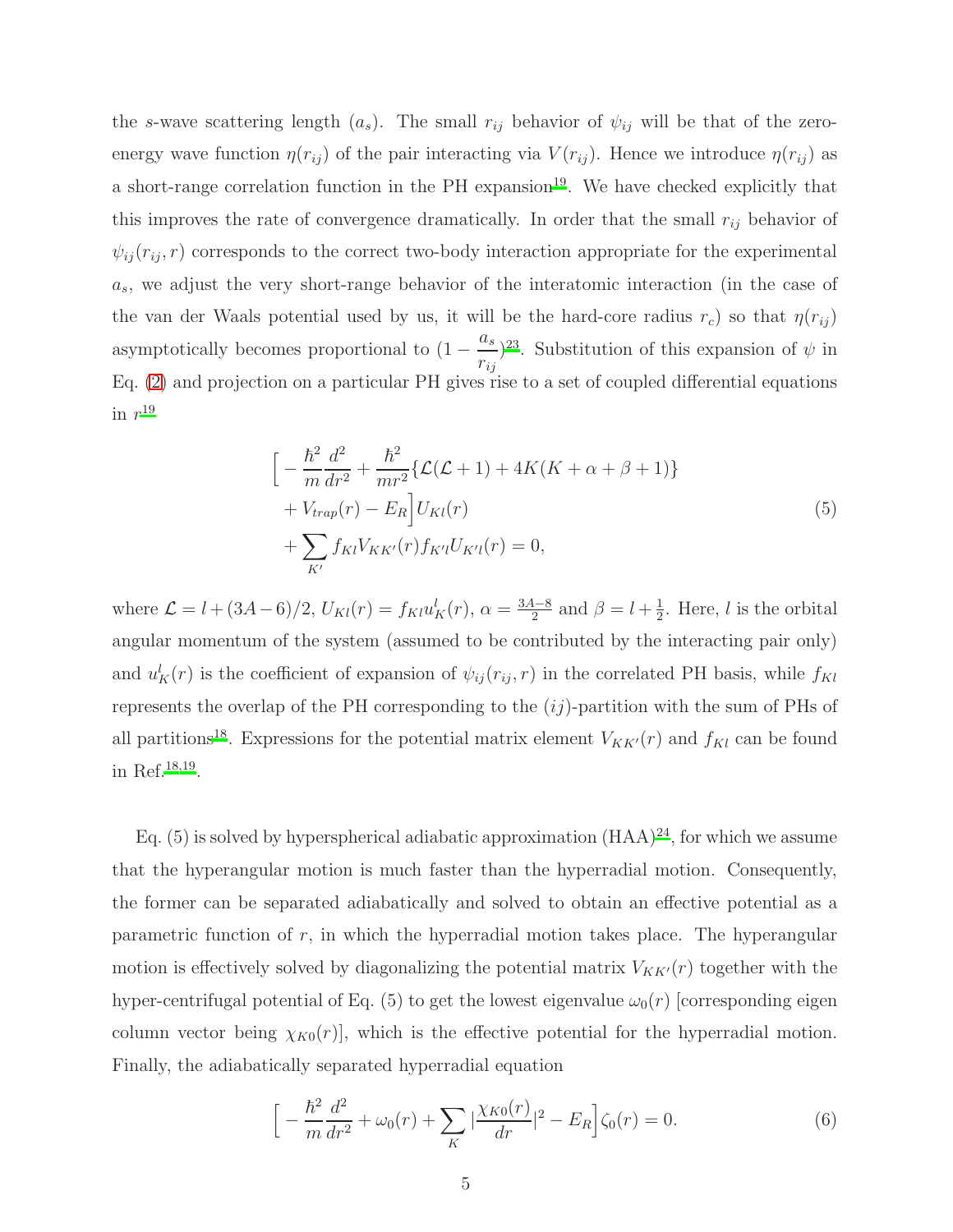the $s$-wave scattering length ($a_s$). The small $r_{ij}$ behavior of $\psi_{ij}$ will be that of the zero-energy wave function $\eta(r_{ij})$ of the pair interacting via $V(r_{ij})$. Hence we introduce $\eta(r_{ij})$ as a short-range correlation function in the PH expansion[19]. We have checked explicitly that this improves the rate of convergence dramatically. In order that the small $r_{ij}$ behavior of $\psi_{ij}(r_{ij}, r)$ corresponds to the correct two-body interaction appropriate for the experimental $a_s$, we adjust the very short-range behavior of the interatomic interaction (in the case of the van der Waals potential used by us, it will be the hard-core radius $r_c$) so that $\eta(r_{ij})$ asymptotically becomes proportional to $(1 - \frac{a_s}{r_{ij}})$[23]. Substitution of this expansion of $\psi$ in Eq. (2) and projection on a particular PH gives rise to a set of coupled differential equations in $r$[19]

$$
\begin{aligned}
&\Big[ -\frac{\hbar^2}{m}\frac{d^2}{dr^2} + \frac{\hbar^2}{mr^2}\{\mathcal{L}(\mathcal{L}+1) + 4K(K+\alpha+\beta+1)\} \\
&+ V_{trap}(r) - E_R \Big] U_{Kl}(r) \\
&+ \sum_{K'} f_{Kl} V_{KK'}(r) f_{K'l} U_{K'l}(r) = 0,
\end{aligned}
\tag{5}
$$

where $\mathcal{L} = l + (3A-6)/2$, $U_{Kl}(r) = f_{Kl} u_K^l(r)$, $\alpha = \frac{3A-8}{2}$ and $\beta = l + \frac{1}{2}$. Here, $l$ is the orbital angular momentum of the system (assumed to be contributed by the interacting pair only) and $u_K^l(r)$ is the coefficient of expansion of $\psi_{ij}(r_{ij}, r)$ in the correlated PH basis, while $f_{Kl}$ represents the overlap of the PH corresponding to the $(ij)$-partition with the sum of PHs of all partitions[18]. Expressions for the potential matrix element $V_{KK'}(r)$ and $f_{Kl}$ can be found in Ref.[18,19].

Eq. (5) is solved by hyperspherical adiabatic approximation (HAA)[24], for which we assume that the hyperangular motion is much faster than the hyperradial motion. Consequently, the former can be separated adiabatically and solved to obtain an effective potential as a parametric function of $r$, in which the hyperradial motion takes place. The hyperangular motion is effectively solved by diagonalizing the potential matrix $V_{KK'}(r)$ together with the hyper-centrifugal potential of Eq. (5) to get the lowest eigenvalue $\omega_0(r)$ [corresponding eigen column vector being $\chi_{K0}(r)$], which is the effective potential for the hyperradial motion. Finally, the adiabatically separated hyperradial equation

$$
\Big[ -\frac{\hbar^2}{m}\frac{d^2}{dr^2} + \omega_0(r) + \sum_K |\frac{\chi_{K0}(r)}{dr}|^2 - E_R \Big] \zeta_0(r) = 0. \tag{6}
$$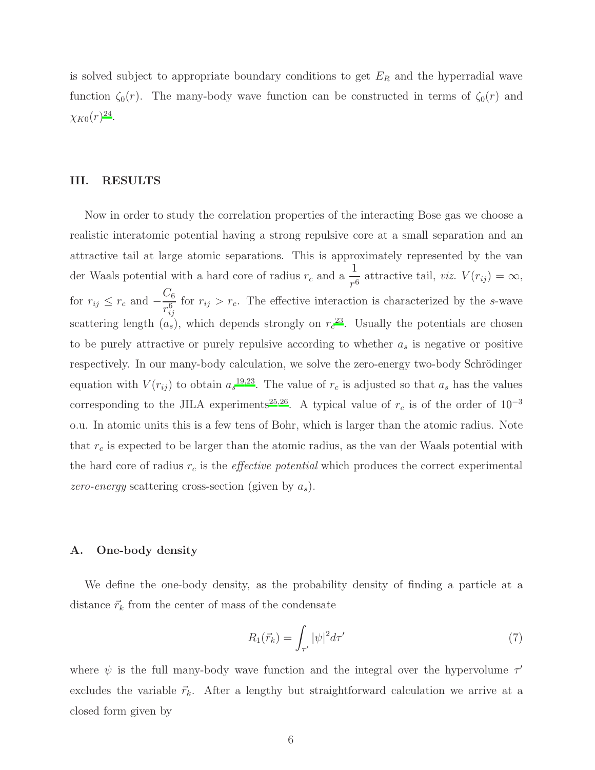is solved subject to appropriate boundary conditions to get $E_R$ and the hyperradial wave function $\zeta_0(r)$. The many-body wave function can be constructed in terms of $\zeta_0(r)$ and $\chi_{K0}(r)$[24].

## III. RESULTS

Now in order to study the correlation properties of the interacting Bose gas we choose a realistic interatomic potential having a strong repulsive core at a small separation and an attractive tail at large atomic separations. This is approximately represented by the van der Waals potential with a hard core of radius $r_c$ and a $\frac{1}{r^6}$ attractive tail, *viz.* $V(r_{ij}) = \infty$, for $r_{ij} \leq r_c$ and $-\frac{C_6}{r_{ij}^6}$ for $r_{ij} > r_c$. The effective interaction is characterized by the $s$-wave scattering length ($a_s$), which depends strongly on $r_c$[23]. Usually the potentials are chosen to be purely attractive or purely repulsive according to whether $a_s$ is negative or positive respectively. In our many-body calculation, we solve the zero-energy two-body Schrödinger equation with $V(r_{ij})$ to obtain $a_s$[19,23]. The value of $r_c$ is adjusted so that $a_s$ has the values corresponding to the JILA experiments[25,26]. A typical value of $r_c$ is of the order of $10^{-3}$ o.u. In atomic units this is a few tens of Bohr, which is larger than the atomic radius. Note that $r_c$ is expected to be larger than the atomic radius, as the van der Waals potential with the hard core of radius $r_c$ is the *effective potential* which produces the correct experimental *zero-energy* scattering cross-section (given by $a_s$).

### A. One-body density

We define the one-body density, as the probability density of finding a particle at a distance $\vec{r}_k$ from the center of mass of the condensate

$$R_1(\vec{r}_k) = \int_{\tau'} |\psi|^2 d\tau' \tag{7}$$

where $\psi$ is the full many-body wave function and the integral over the hypervolume $\tau'$ excludes the variable $\vec{r}_k$. After a lengthy but straightforward calculation we arrive at a closed form given by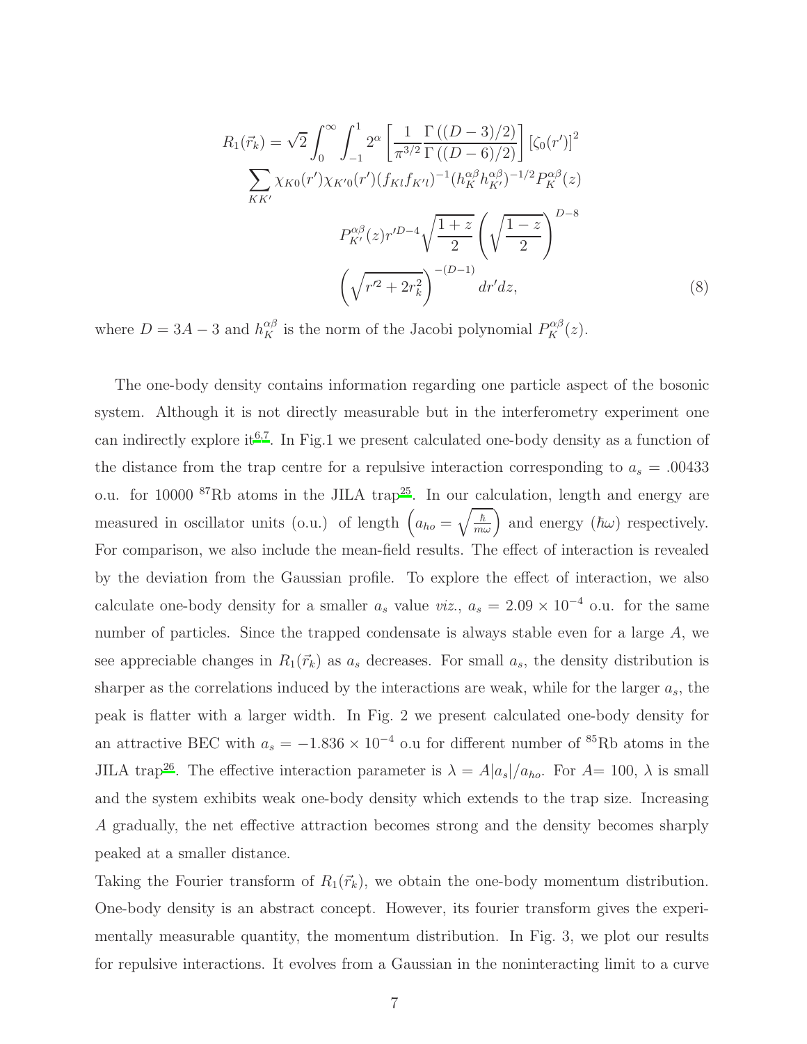$$
\begin{aligned}
R_1(\vec{r}_k) = \sqrt{2}\int_0^\infty \int_{-1}^{1} 2^\alpha \left[\frac{1}{\pi^{3/2}}\frac{\Gamma\left((D-3)/2\right)}{\Gamma\left((D-6)/2\right)}\right]\left[\zeta_0(r')\right]^2 \\
\sum_{KK'} \chi_{K0}(r')\chi_{K'0}(r')(f_{Kl}f_{K'l})^{-1}(h_K^{\alpha\beta}h_{K'}^{\alpha\beta})^{-1/2}P_K^{\alpha\beta}(z) \\
P_{K'}^{\alpha\beta}(z) r'^{D-4}\sqrt{\frac{1+z}{2}}\left(\sqrt{\frac{1-z}{2}}\right)^{D-8} \\
\left(\sqrt{r'^2+2r_k^2}\right)^{-(D-1)} dr'dz,
\end{aligned}
\tag{8}
$$

where $D = 3A - 3$ and $h_K^{\alpha\beta}$ is the norm of the Jacobi polynomial $P_K^{\alpha\beta}(z)$.

The one-body density contains information regarding one particle aspect of the bosonic system. Although it is not directly measurable but in the interferometry experiment one can indirectly explore it[6,7]. In Fig.1 we present calculated one-body density as a function of the distance from the trap centre for a repulsive interaction corresponding to $a_s = .00433$ o.u. for 10000 $^{87}$Rb atoms in the JILA trap[25]. In our calculation, length and energy are measured in oscillator units (o.u.) of length $\left(a_{ho} = \sqrt{\frac{\hbar}{m\omega}}\right)$ and energy ($\hbar\omega$) respectively. For comparison, we also include the mean-field results. The effect of interaction is revealed by the deviation from the Gaussian profile. To explore the effect of interaction, we also calculate one-body density for a smaller $a_s$ value *viz.*, $a_s = 2.09 \times 10^{-4}$ o.u. for the same number of particles. Since the trapped condensate is always stable even for a large $A$, we see appreciable changes in $R_1(\vec{r}_k)$ as $a_s$ decreases. For small $a_s$, the density distribution is sharper as the correlations induced by the interactions are weak, while for the larger $a_s$, the peak is flatter with a larger width. In Fig. 2 we present calculated one-body density for an attractive BEC with $a_s = -1.836 \times 10^{-4}$ o.u for different number of $^{85}$Rb atoms in the JILA trap[26]. The effective interaction parameter is $\lambda = A|a_s|/a_{ho}$. For $A$= 100, $\lambda$ is small and the system exhibits weak one-body density which extends to the trap size. Increasing $A$ gradually, the net effective attraction becomes strong and the density becomes sharply peaked at a smaller distance.

Taking the Fourier transform of $R_1(\vec{r}_k)$, we obtain the one-body momentum distribution. One-body density is an abstract concept. However, its fourier transform gives the experimentally measurable quantity, the momentum distribution. In Fig. 3, we plot our results for repulsive interactions. It evolves from a Gaussian in the noninteracting limit to a curve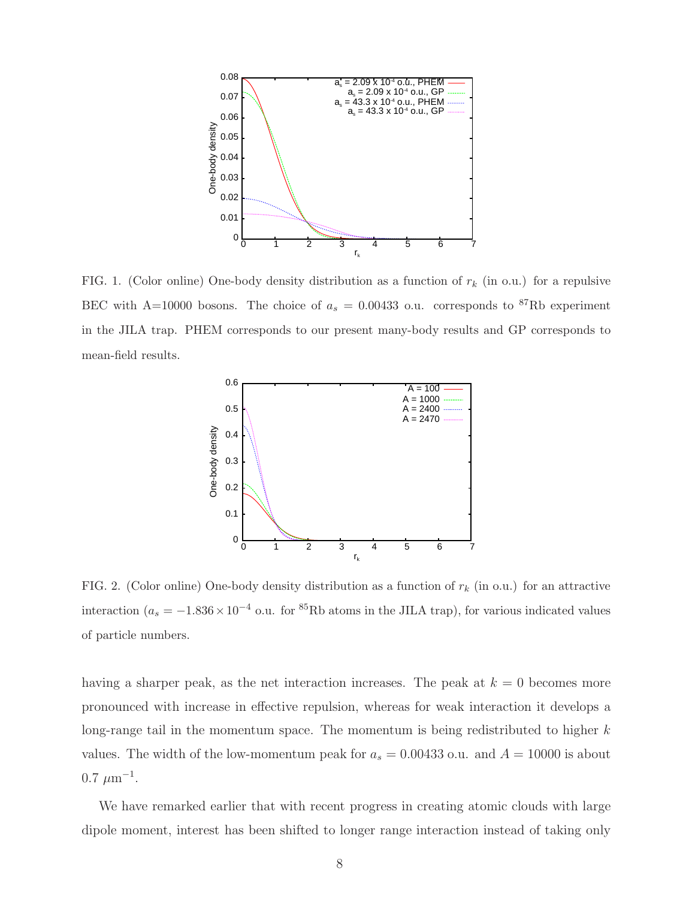FIG. 1. (Color online) One-body density distribution as a function of $r_k$ (in o.u.) for a repulsive BEC with A=10000 bosons. The choice of $a_s = 0.00433$ o.u. corresponds to $^{87}$Rb experiment in the JILA trap. PHEM corresponds to our present many-body results and GP corresponds to mean-field results.

FIG. 2. (Color online) One-body density distribution as a function of $r_k$ (in o.u.) for an attractive interaction ($a_s = -1.836 \times 10^{-4}$ o.u. for $^{85}$Rb atoms in the JILA trap), for various indicated values of particle numbers.

having a sharper peak, as the net interaction increases. The peak at $k = 0$ becomes more pronounced with increase in effective repulsion, whereas for weak interaction it develops a long-range tail in the momentum space. The momentum is being redistributed to higher $k$ values. The width of the low-momentum peak for $a_s = 0.00433$ o.u. and $A = 10000$ is about $0.7\ \mu\text{m}^{-1}$.

We have remarked earlier that with recent progress in creating atomic clouds with large dipole moment, interest has been shifted to longer range interaction instead of taking only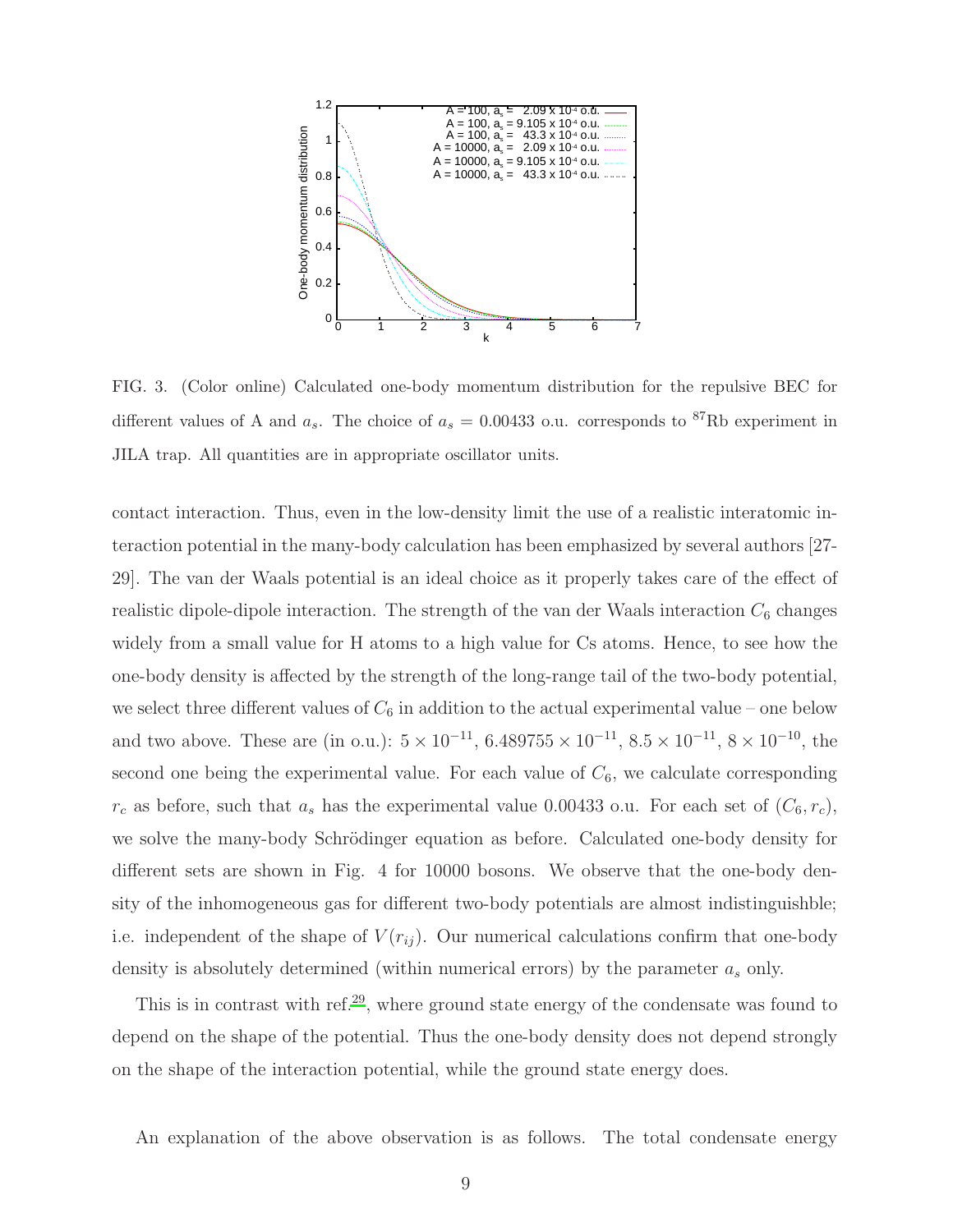FIG. 3. (Color online) Calculated one-body momentum distribution for the repulsive BEC for different values of A and $a_s$. The choice of $a_s = 0.00433$ o.u. corresponds to $^{87}$Rb experiment in JILA trap. All quantities are in appropriate oscillator units.

contact interaction. Thus, even in the low-density limit the use of a realistic interatomic interaction potential in the many-body calculation has been emphasized by several authors [27-29]. The van der Waals potential is an ideal choice as it properly takes care of the effect of realistic dipole-dipole interaction. The strength of the van der Waals interaction $C_6$ changes widely from a small value for H atoms to a high value for Cs atoms. Hence, to see how the one-body density is affected by the strength of the long-range tail of the two-body potential, we select three different values of $C_6$ in addition to the actual experimental value – one below and two above. These are (in o.u.): $5 \times 10^{-11}$, $6.489755 \times 10^{-11}$, $8.5 \times 10^{-11}$, $8 \times 10^{-10}$, the second one being the experimental value. For each value of $C_6$, we calculate corresponding $r_c$ as before, such that $a_s$ has the experimental value 0.00433 o.u. For each set of $(C_6, r_c)$, we solve the many-body Schrödinger equation as before. Calculated one-body density for different sets are shown in Fig. 4 for 10000 bosons. We observe that the one-body density of the inhomogeneous gas for different two-body potentials are almost indistinguishble; i.e. independent of the shape of $V(r_{ij})$. Our numerical calculations confirm that one-body density is absolutely determined (within numerical errors) by the parameter $a_s$ only.

This is in contrast with ref.[29], where ground state energy of the condensate was found to depend on the shape of the potential. Thus the one-body density does not depend strongly on the shape of the interaction potential, while the ground state energy does.

An explanation of the above observation is as follows. The total condensate energy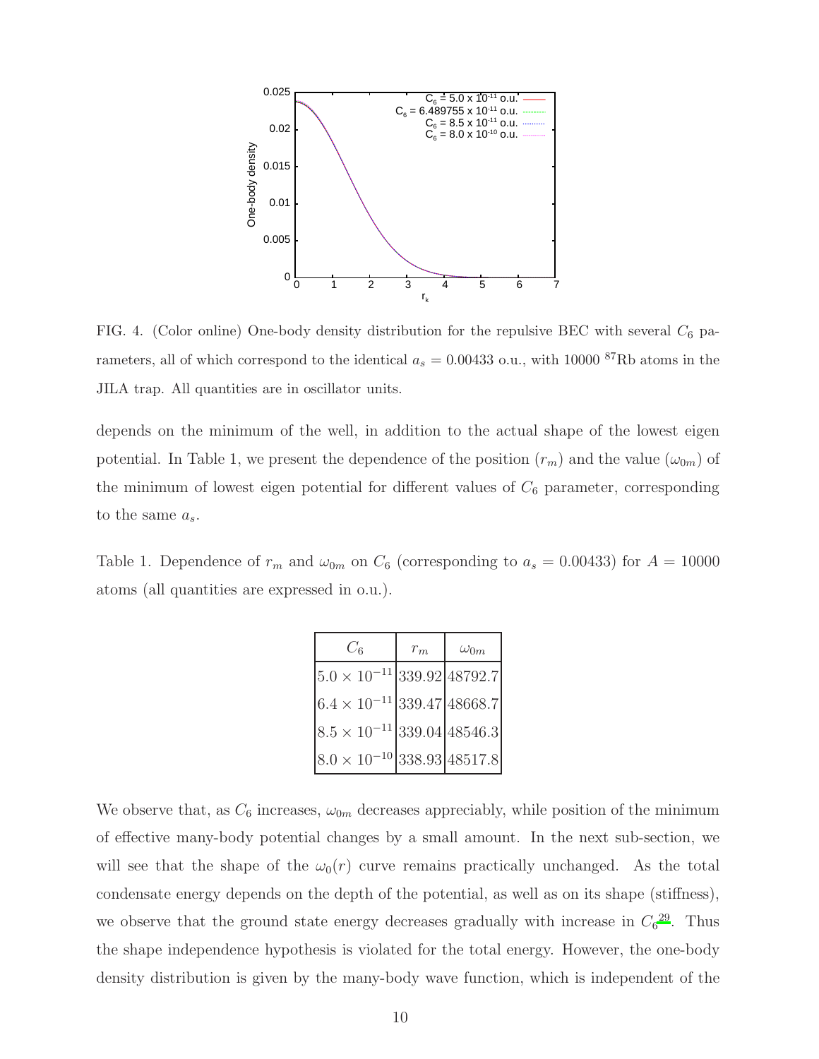FIG. 4. (Color online) One-body density distribution for the repulsive BEC with several $C_6$ parameters, all of which correspond to the identical $a_s = 0.00433$ o.u., with 10000 $^{87}$Rb atoms in the JILA trap. All quantities are in oscillator units.

depends on the minimum of the well, in addition to the actual shape of the lowest eigen potential. In Table 1, we present the dependence of the position ($r_m$) and the value ($\omega_{0m}$) of the minimum of lowest eigen potential for different values of $C_6$ parameter, corresponding to the same $a_s$.

Table 1. Dependence of $r_m$ and $\omega_{0m}$ on $C_6$ (corresponding to $a_s = 0.00433$) for $A = 10000$ atoms (all quantities are expressed in o.u.).

| $C_6$ | $r_m$ | $\omega_{0m}$ |
|---|---|---|
| $5.0 \times 10^{-11}$ | 339.92 | 48792.7 |
| $6.4 \times 10^{-11}$ | 339.47 | 48668.7 |
| $8.5 \times 10^{-11}$ | 339.04 | 48546.3 |
| $8.0 \times 10^{-10}$ | 338.93 | 48517.8 |

We observe that, as $C_6$ increases, $\omega_{0m}$ decreases appreciably, while position of the minimum of effective many-body potential changes by a small amount. In the next sub-section, we will see that the shape of the $\omega_0(r)$ curve remains practically unchanged. As the total condensate energy depends on the depth of the potential, as well as on its shape (stiffness), we observe that the ground state energy decreases gradually with increase in $C_6$[29]. Thus the shape independence hypothesis is violated for the total energy. However, the one-body density distribution is given by the many-body wave function, which is independent of the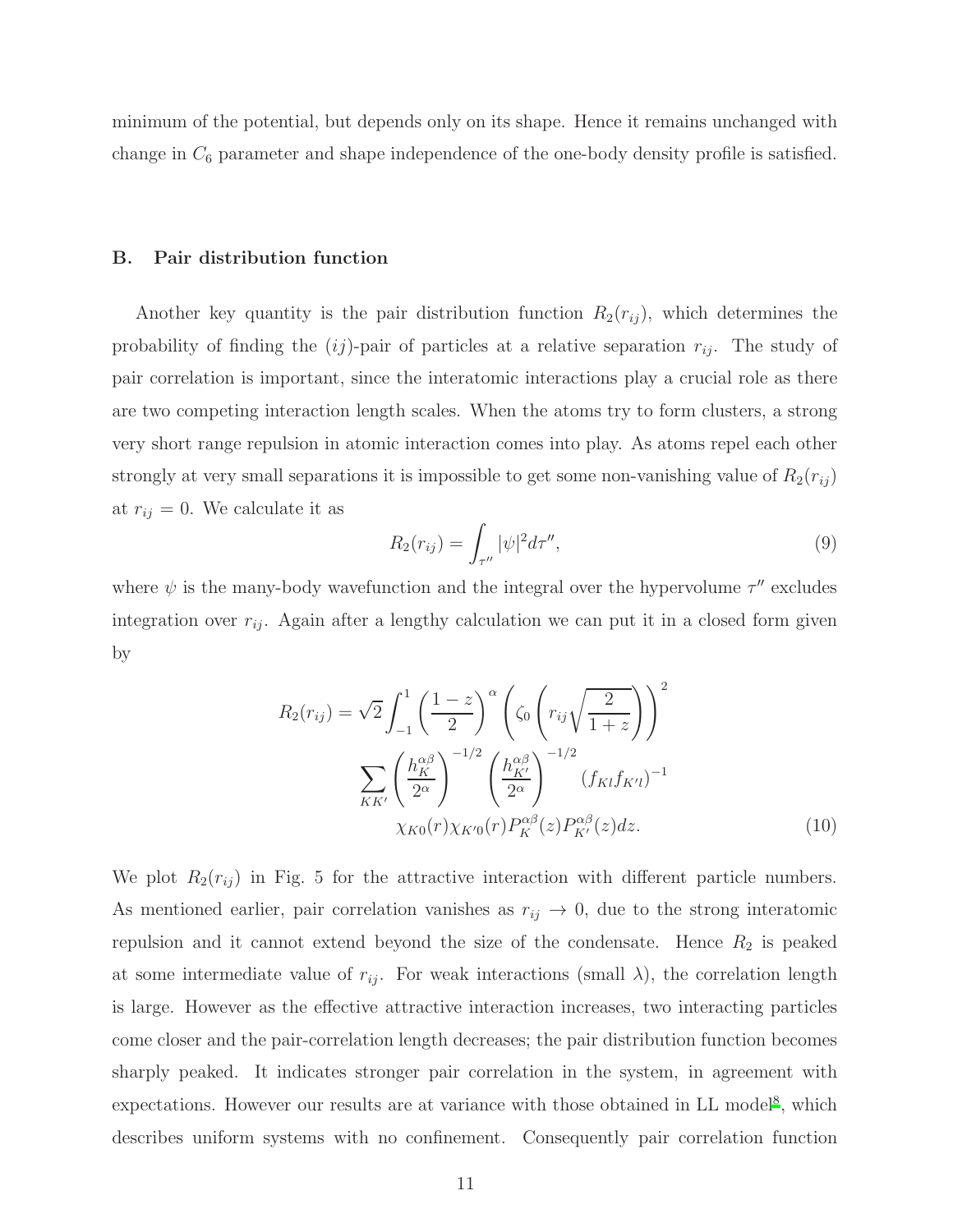minimum of the potential, but depends only on its shape. Hence it remains unchanged with change in $C_6$ parameter and shape independence of the one-body density profile is satisfied.

### B. Pair distribution function

Another key quantity is the pair distribution function $R_2(r_{ij})$, which determines the probability of finding the $(ij)$-pair of particles at a relative separation $r_{ij}$. The study of pair correlation is important, since the interatomic interactions play a crucial role as there are two competing interaction length scales. When the atoms try to form clusters, a strong very short range repulsion in atomic interaction comes into play. As atoms repel each other strongly at very small separations it is impossible to get some non-vanishing value of $R_2(r_{ij})$ at $r_{ij} = 0$. We calculate it as

$$R_2(r_{ij}) = \int_{\tau''} |\psi|^2 d\tau'', \tag{9}$$

where $\psi$ is the many-body wavefunction and the integral over the hypervolume $\tau''$ excludes integration over $r_{ij}$. Again after a lengthy calculation we can put it in a closed form given by

$$R_2(r_{ij}) = \sqrt{2} \int_{-1}^{1} \left(\frac{1-z}{2}\right)^{\alpha} \left(\zeta_0\left(r_{ij}\sqrt{\frac{2}{1+z}}\right)\right)^2 \sum_{KK'} \left(\frac{h_K^{\alpha\beta}}{2^\alpha}\right)^{-1/2} \left(\frac{h_{K'}^{\alpha\beta}}{2^\alpha}\right)^{-1/2} (f_{Kl} f_{K'l})^{-1} \chi_{K0}(r)\chi_{K'0}(r) P_K^{\alpha\beta}(z) P_{K'}^{\alpha\beta}(z) dz. \tag{10}$$

We plot $R_2(r_{ij})$ in Fig. 5 for the attractive interaction with different particle numbers. As mentioned earlier, pair correlation vanishes as $r_{ij} \to 0$, due to the strong interatomic repulsion and it cannot extend beyond the size of the condensate. Hence $R_2$ is peaked at some intermediate value of $r_{ij}$. For weak interactions (small $\lambda$), the correlation length is large. However as the effective attractive interaction increases, two interacting particles come closer and the pair-correlation length decreases; the pair distribution function becomes sharply peaked. It indicates stronger pair correlation in the system, in agreement with expectations. However our results are at variance with those obtained in LL model[8], which describes uniform systems with no confinement. Consequently pair correlation function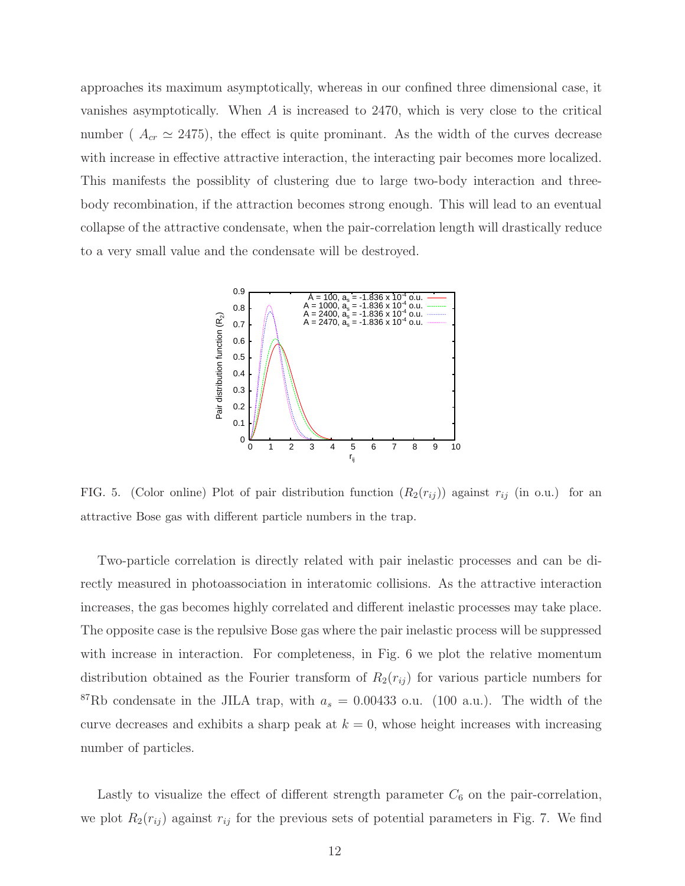approaches its maximum asymptotically, whereas in our confined three dimensional case, it vanishes asymptotically. When $A$ is increased to 2470, which is very close to the critical number ( $A_{cr} \simeq 2475$), the effect is quite prominant. As the width of the curves decrease with increase in effective attractive interaction, the interacting pair becomes more localized. This manifests the possiblity of clustering due to large two-body interaction and three-body recombination, if the attraction becomes strong enough. This will lead to an eventual collapse of the attractive condensate, when the pair-correlation length will drastically reduce to a very small value and the condensate will be destroyed.

FIG. 5. (Color online) Plot of pair distribution function ($R_2(r_{ij})$) against $r_{ij}$ (in o.u.) for an attractive Bose gas with different particle numbers in the trap.

Two-particle correlation is directly related with pair inelastic processes and can be directly measured in photoassociation in interatomic collisions. As the attractive interaction increases, the gas becomes highly correlated and different inelastic processes may take place. The opposite case is the repulsive Bose gas where the pair inelastic process will be suppressed with increase in interaction. For completeness, in Fig. 6 we plot the relative momentum distribution obtained as the Fourier transform of $R_2(r_{ij})$ for various particle numbers for $^{87}$Rb condensate in the JILA trap, with $a_s = 0.00433$ o.u. (100 a.u.). The width of the curve decreases and exhibits a sharp peak at $k = 0$, whose height increases with increasing number of particles.

Lastly to visualize the effect of different strength parameter $C_6$ on the pair-correlation, we plot $R_2(r_{ij})$ against $r_{ij}$ for the previous sets of potential parameters in Fig. 7. We find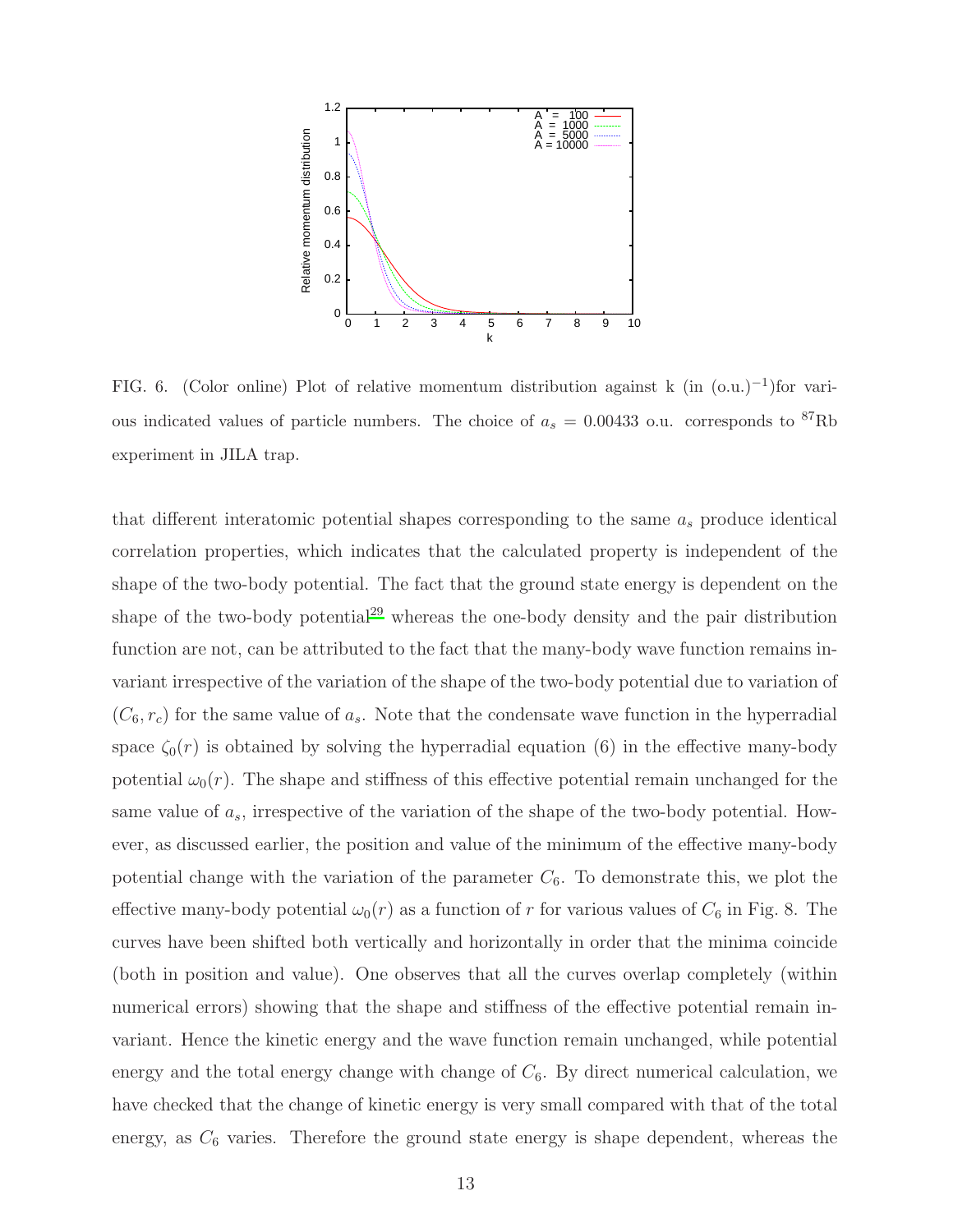FIG. 6. (Color online) Plot of relative momentum distribution against k (in (o.u.)$^{-1}$)for various indicated values of particle numbers. The choice of $a_s = 0.00433$ o.u. corresponds to $^{87}$Rb experiment in JILA trap.

that different interatomic potential shapes corresponding to the same $a_s$ produce identical correlation properties, which indicates that the calculated property is independent of the shape of the two-body potential. The fact that the ground state energy is dependent on the shape of the two-body potential[29] whereas the one-body density and the pair distribution function are not, can be attributed to the fact that the many-body wave function remains invariant irrespective of the variation of the shape of the two-body potential due to variation of $(C_6, r_c)$ for the same value of $a_s$. Note that the condensate wave function in the hyperradial space $\zeta_0(r)$ is obtained by solving the hyperradial equation (6) in the effective many-body potential $\omega_0(r)$. The shape and stiffness of this effective potential remain unchanged for the same value of $a_s$, irrespective of the variation of the shape of the two-body potential. However, as discussed earlier, the position and value of the minimum of the effective many-body potential change with the variation of the parameter $C_6$. To demonstrate this, we plot the effective many-body potential $\omega_0(r)$ as a function of $r$ for various values of $C_6$ in Fig. 8. The curves have been shifted both vertically and horizontally in order that the minima coincide (both in position and value). One observes that all the curves overlap completely (within numerical errors) showing that the shape and stiffness of the effective potential remain invariant. Hence the kinetic energy and the wave function remain unchanged, while potential energy and the total energy change with change of $C_6$. By direct numerical calculation, we have checked that the change of kinetic energy is very small compared with that of the total energy, as $C_6$ varies. Therefore the ground state energy is shape dependent, whereas the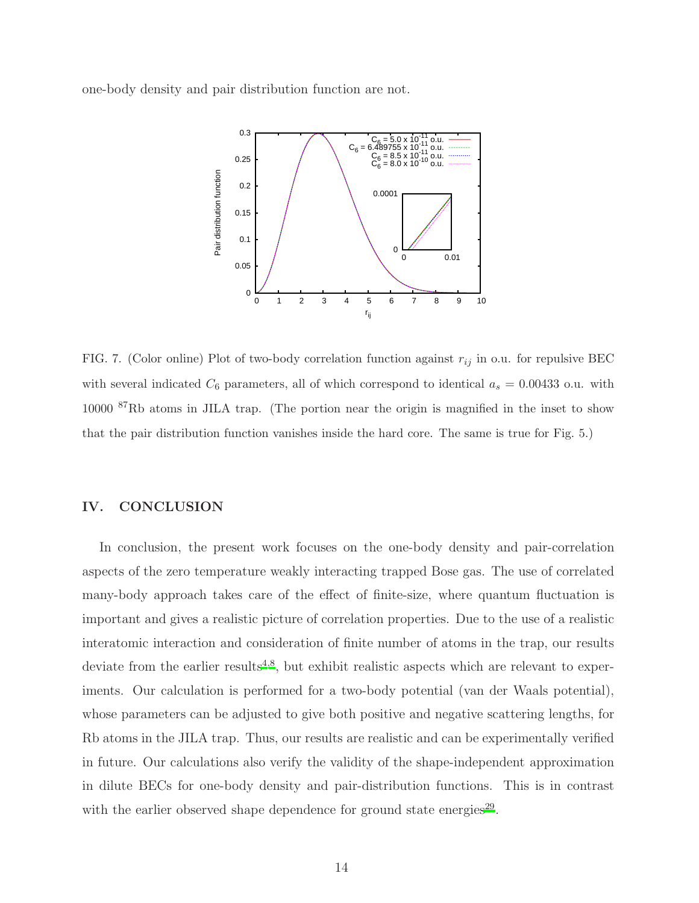one-body density and pair distribution function are not.

FIG. 7. (Color online) Plot of two-body correlation function against $r_{ij}$ in o.u. for repulsive BEC with several indicated $C_6$ parameters, all of which correspond to identical $a_s = 0.00433$ o.u. with 10000 $^{87}$Rb atoms in JILA trap. (The portion near the origin is magnified in the inset to show that the pair distribution function vanishes inside the hard core. The same is true for Fig. 5.)

## IV. CONCLUSION

In conclusion, the present work focuses on the one-body density and pair-correlation aspects of the zero temperature weakly interacting trapped Bose gas. The use of correlated many-body approach takes care of the effect of finite-size, where quantum fluctuation is important and gives a realistic picture of correlation properties. Due to the use of a realistic interatomic interaction and consideration of finite number of atoms in the trap, our results deviate from the earlier results[4,8], but exhibit realistic aspects which are relevant to experiments. Our calculation is performed for a two-body potential (van der Waals potential), whose parameters can be adjusted to give both positive and negative scattering lengths, for Rb atoms in the JILA trap. Thus, our results are realistic and can be experimentally verified in future. Our calculations also verify the validity of the shape-independent approximation in dilute BECs for one-body density and pair-distribution functions. This is in contrast with the earlier observed shape dependence for ground state energies[29].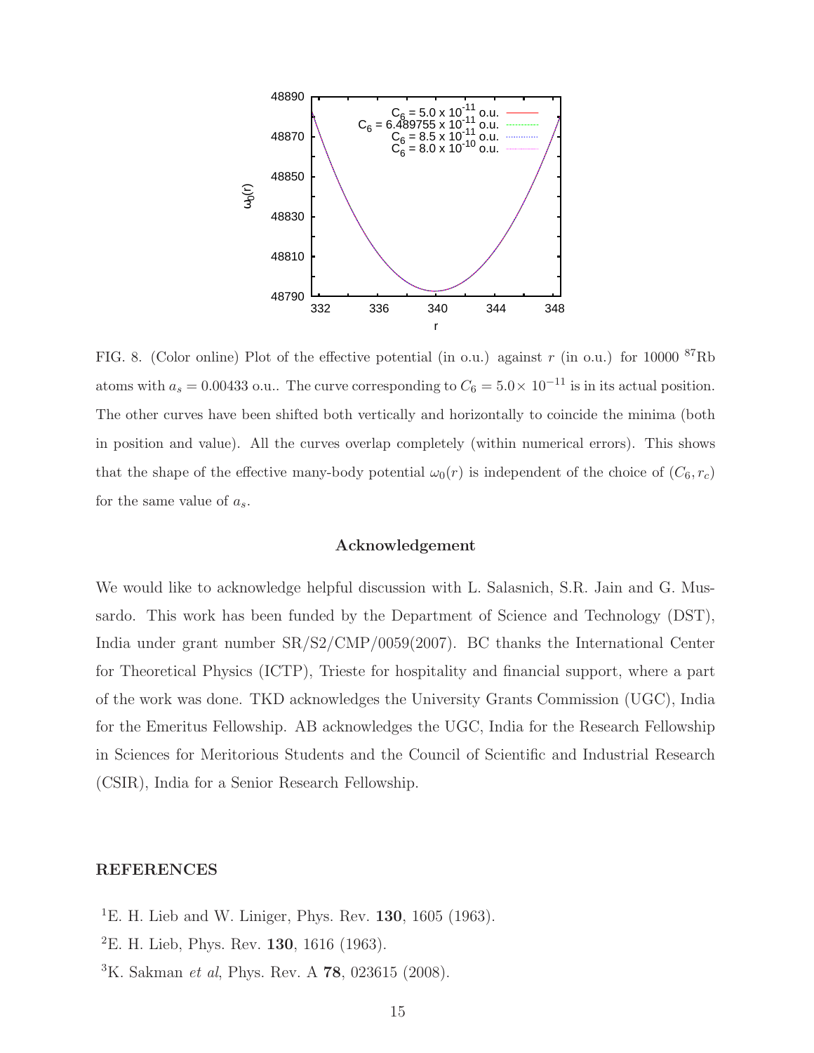FIG. 8. (Color online) Plot of the effective potential (in o.u.) against $r$ (in o.u.) for 10000 $^{87}$Rb atoms with $a_s = 0.00433$ o.u.. The curve corresponding to $C_6 = 5.0 \times 10^{-11}$ is in its actual position. The other curves have been shifted both vertically and horizontally to coincide the minima (both in position and value). All the curves overlap completely (within numerical errors). This shows that the shape of the effective many-body potential $\omega_0(r)$ is independent of the choice of $(C_6, r_c)$ for the same value of $a_s$.

## Acknowledgement

We would like to acknowledge helpful discussion with L. Salasnich, S.R. Jain and G. Mussardo. This work has been funded by the Department of Science and Technology (DST), India under grant number SR/S2/CMP/0059(2007). BC thanks the International Center for Theoretical Physics (ICTP), Trieste for hospitality and financial support, where a part of the work was done. TKD acknowledges the University Grants Commission (UGC), India for the Emeritus Fellowship. AB acknowledges the UGC, India for the Research Fellowship in Sciences for Meritorious Students and the Council of Scientific and Industrial Research (CSIR), India for a Senior Research Fellowship.

## REFERENCES

[1] E. H. Lieb and W. Liniger, Phys. Rev. **130**, 1605 (1963).

[2] E. H. Lieb, Phys. Rev. **130**, 1616 (1963).

[3] K. Sakman *et al*, Phys. Rev. A **78**, 023615 (2008).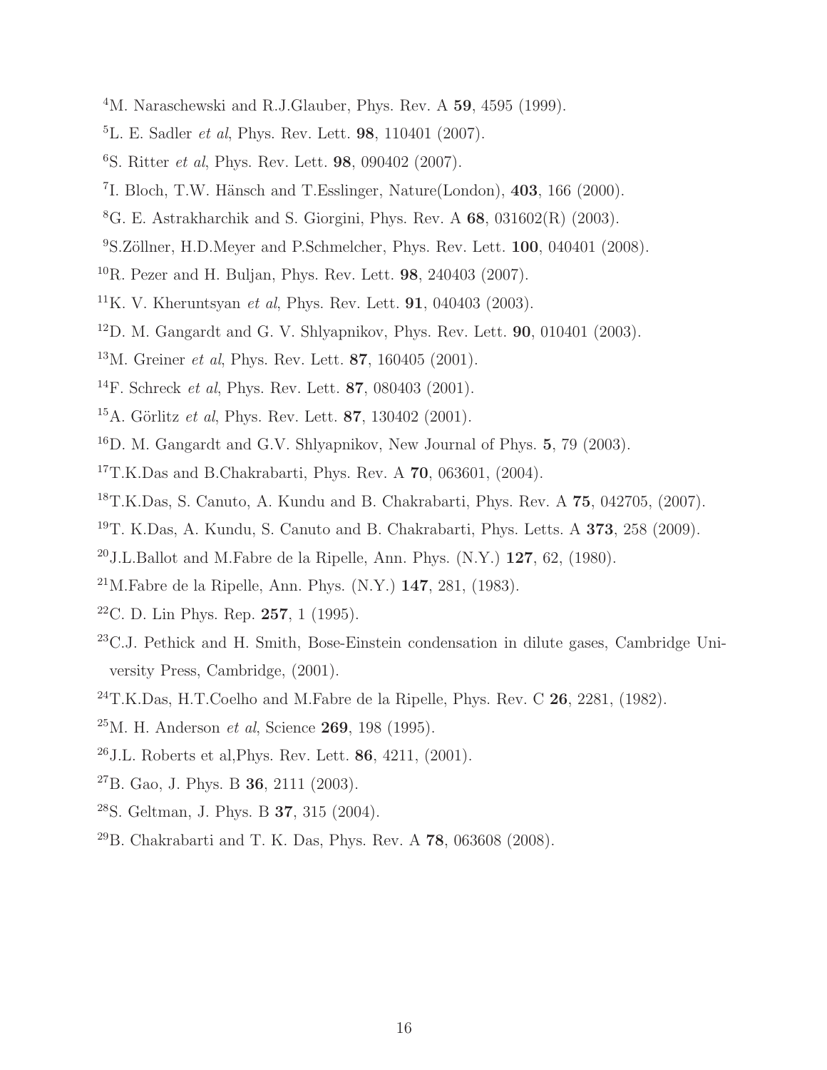[4]M. Naraschewski and R.J.Glauber, Phys. Rev. A **59**, 4595 (1999).

[5]L. E. Sadler *et al*, Phys. Rev. Lett. **98**, 110401 (2007).

[6]S. Ritter *et al*, Phys. Rev. Lett. **98**, 090402 (2007).

[7]I. Bloch, T.W. Hänsch and T.Esslinger, Nature(London), **403**, 166 (2000).

[8]G. E. Astrakharchik and S. Giorgini, Phys. Rev. A **68**, 031602(R) (2003).

[9]S.Zöllner, H.D.Meyer and P.Schmelcher, Phys. Rev. Lett. **100**, 040401 (2008).

[10]R. Pezer and H. Buljan, Phys. Rev. Lett. **98**, 240403 (2007).

[11]K. V. Kheruntsyan *et al*, Phys. Rev. Lett. **91**, 040403 (2003).

[12]D. M. Gangardt and G. V. Shlyapnikov, Phys. Rev. Lett. **90**, 010401 (2003).

[13]M. Greiner *et al*, Phys. Rev. Lett. **87**, 160405 (2001).

[14]F. Schreck *et al*, Phys. Rev. Lett. **87**, 080403 (2001).

[15]A. Görlitz *et al*, Phys. Rev. Lett. **87**, 130402 (2001).

[16]D. M. Gangardt and G.V. Shlyapnikov, New Journal of Phys. **5**, 79 (2003).

[17]T.K.Das and B.Chakrabarti, Phys. Rev. A **70**, 063601, (2004).

[18]T.K.Das, S. Canuto, A. Kundu and B. Chakrabarti, Phys. Rev. A **75**, 042705, (2007).

[19]T. K.Das, A. Kundu, S. Canuto and B. Chakrabarti, Phys. Letts. A **373**, 258 (2009).

[20]J.L.Ballot and M.Fabre de la Ripelle, Ann. Phys. (N.Y.) **127**, 62, (1980).

[21]M.Fabre de la Ripelle, Ann. Phys. (N.Y.) **147**, 281, (1983).

[22]C. D. Lin Phys. Rep. **257**, 1 (1995).

[23]C.J. Pethick and H. Smith, Bose-Einstein condensation in dilute gases, Cambridge University Press, Cambridge, (2001).

[24]T.K.Das, H.T.Coelho and M.Fabre de la Ripelle, Phys. Rev. C **26**, 2281, (1982).

[25]M. H. Anderson *et al*, Science **269**, 198 (1995).

[26]J.L. Roberts et al,Phys. Rev. Lett. **86**, 4211, (2001).

[27]B. Gao, J. Phys. B **36**, 2111 (2003).

[28]S. Geltman, J. Phys. B **37**, 315 (2004).

[29]B. Chakrabarti and T. K. Das, Phys. Rev. A **78**, 063608 (2008).